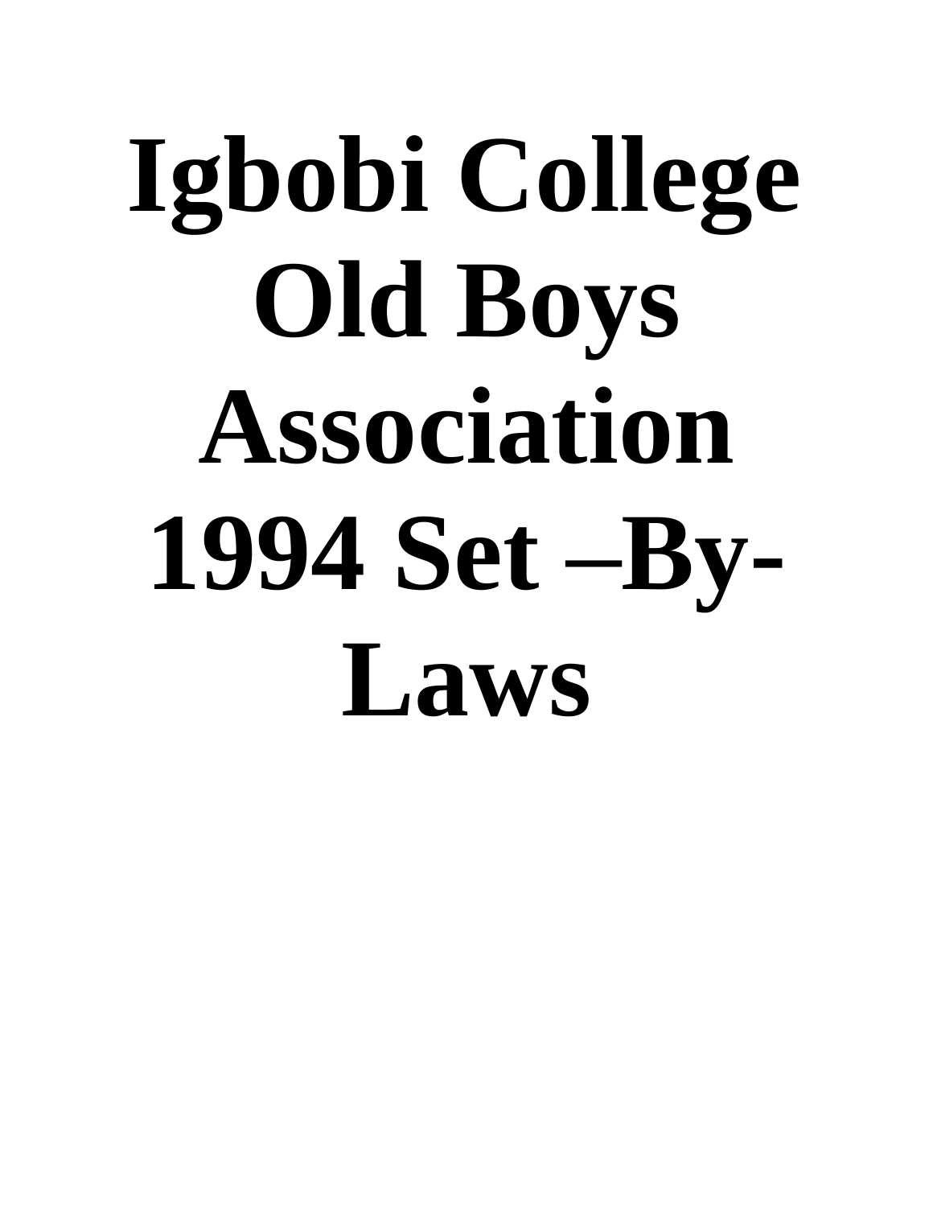# Igbobi College Old Boys Association 1994 Set –By-Laws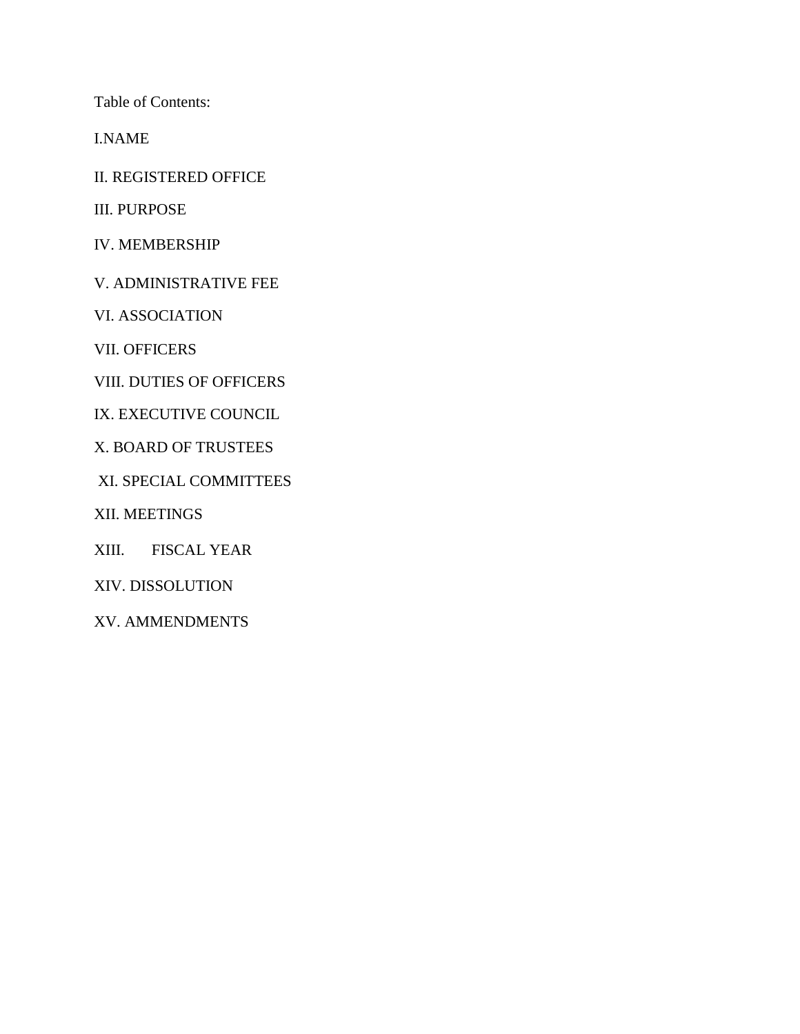Table of Contents:

I.NAME

II. REGISTERED OFFICE

III. PURPOSE

IV. MEMBERSHIP

V. ADMINISTRATIVE FEE

VI. ASSOCIATION

VII. OFFICERS

VIII. DUTIES OF OFFICERS

IX. EXECUTIVE COUNCIL

X. BOARD OF TRUSTEES

XI. SPECIAL COMMITTEES

XII. MEETINGS

XIII. FISCAL YEAR

XIV. DISSOLUTION

XV. AMMENDMENTS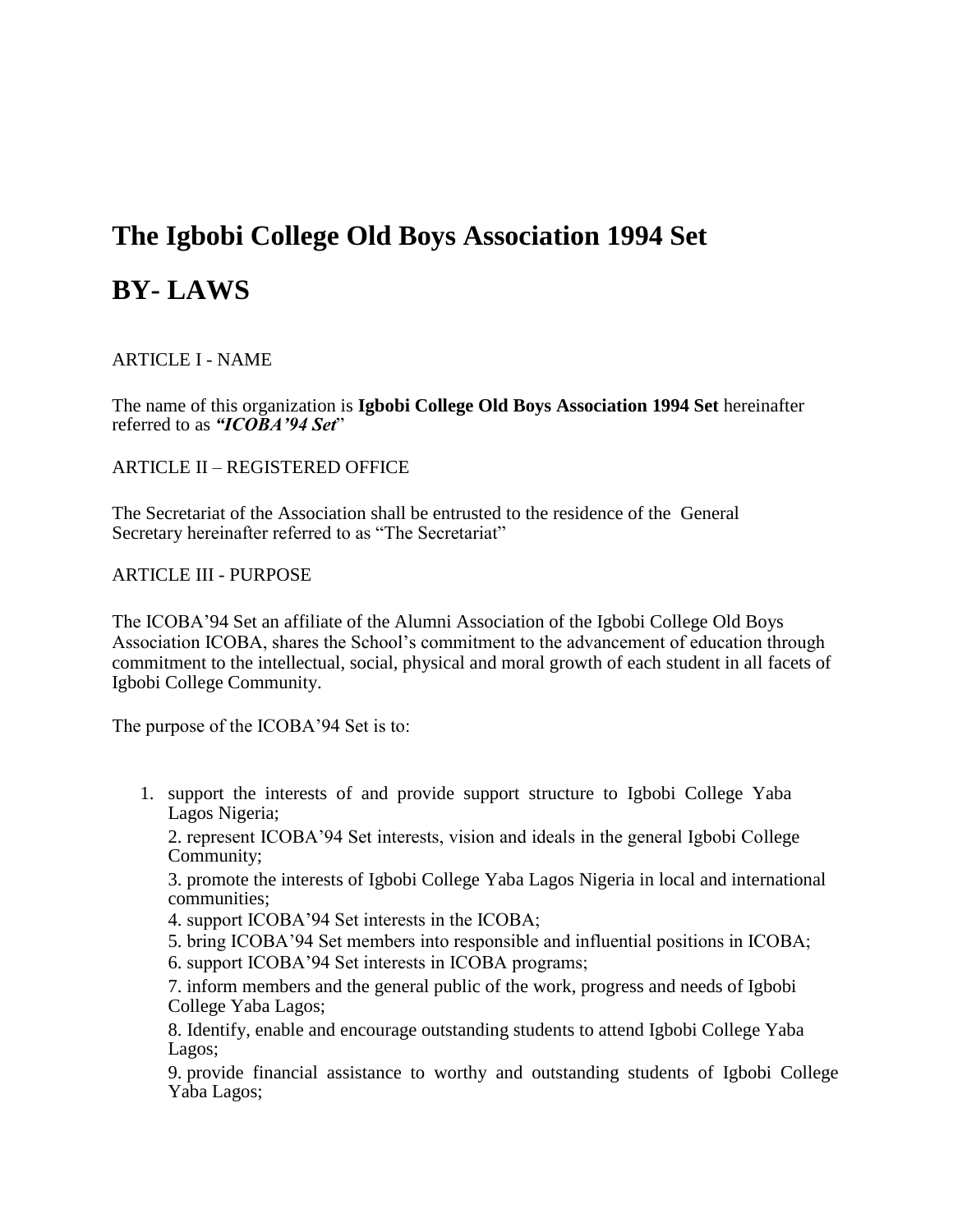# The Igbobi College Old Boys Association 1994 Set

# BY- LAWS

ARTICLE I - NAME

The name of this organization is **Igbobi College Old Boys Association 1994 Set** hereinafter referred to as ***"ICOBA'94 Set***"

ARTICLE II – REGISTERED OFFICE

The Secretariat of the Association shall be entrusted to the residence of the General Secretary hereinafter referred to as "The Secretariat"

ARTICLE III - PURPOSE

The ICOBA'94 Set an affiliate of the Alumni Association of the Igbobi College Old Boys Association ICOBA, shares the School's commitment to the advancement of education through commitment to the intellectual, social, physical and moral growth of each student in all facets of Igbobi College Community.

The purpose of the ICOBA'94 Set is to:

1. support the interests of and provide support structure to Igbobi College Yaba Lagos Nigeria;
2. represent ICOBA'94 Set interests, vision and ideals in the general Igbobi College Community;
3. promote the interests of Igbobi College Yaba Lagos Nigeria in local and international communities;
4. support ICOBA'94 Set interests in the ICOBA;
5. bring ICOBA'94 Set members into responsible and influential positions in ICOBA;
6. support ICOBA'94 Set interests in ICOBA programs;
7. inform members and the general public of the work, progress and needs of Igbobi College Yaba Lagos;
8. Identify, enable and encourage outstanding students to attend Igbobi College Yaba Lagos;
9. provide financial assistance to worthy and outstanding students of Igbobi College Yaba Lagos;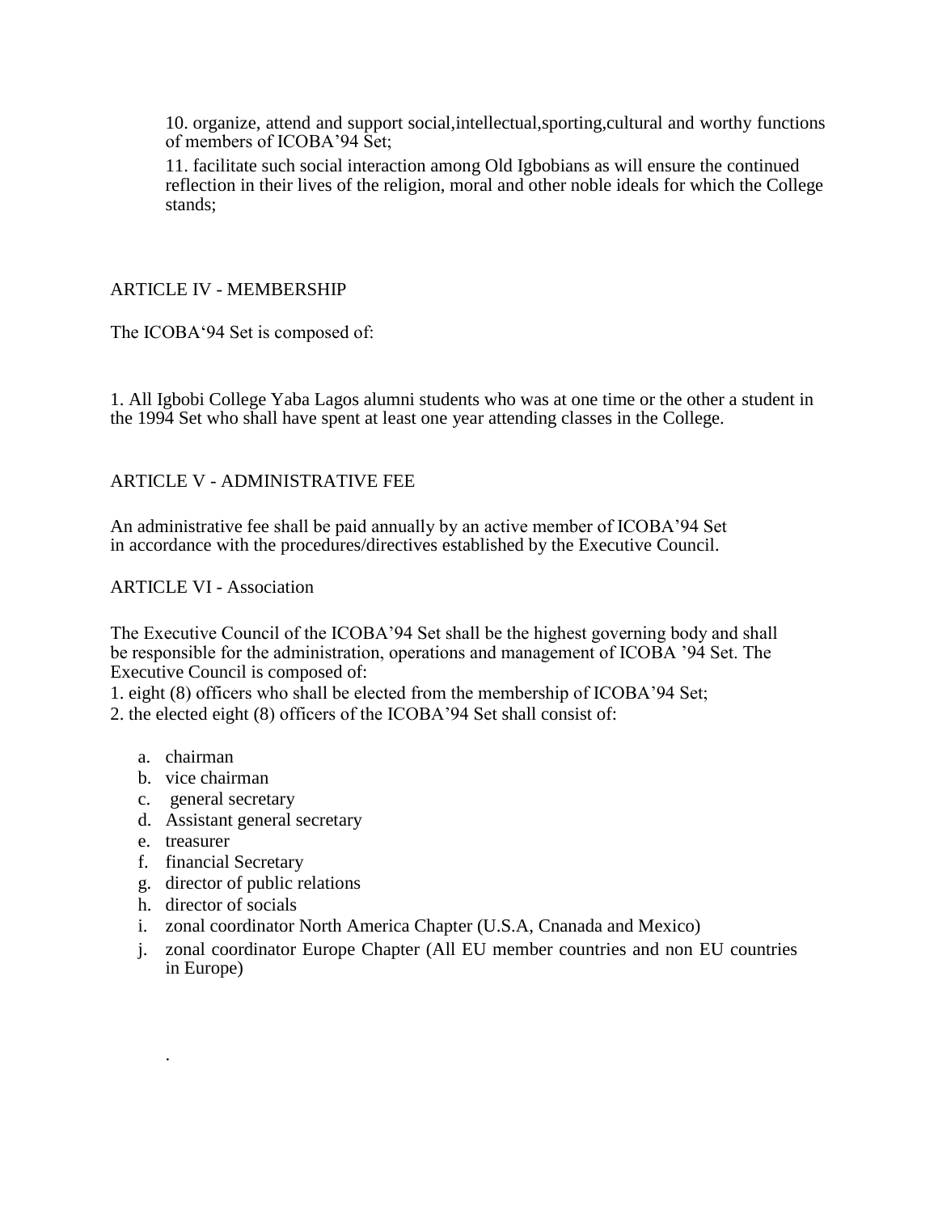10. organize, attend and support social,intellectual,sporting,cultural and worthy functions of members of ICOBA’94 Set;

11. facilitate such social interaction among Old Igbobians as will ensure the continued reflection in their lives of the religion, moral and other noble ideals for which the College stands;

ARTICLE IV - MEMBERSHIP

The ICOBA‘94 Set is composed of:

1. All Igbobi College Yaba Lagos alumni students who was at one time or the other a student in the 1994 Set who shall have spent at least one year attending classes in the College.

ARTICLE V - ADMINISTRATIVE FEE

An administrative fee shall be paid annually by an active member of ICOBA’94 Set in accordance with the procedures/directives established by the Executive Council.

ARTICLE VI - Association

The Executive Council of the ICOBA’94 Set shall be the highest governing body and shall be responsible for the administration, operations and management of ICOBA ’94 Set. The Executive Council is composed of:

1. eight (8) officers who shall be elected from the membership of ICOBA’94 Set;
2. the elected eight (8) officers of the ICOBA’94 Set shall consist of:

   a. chairman
   b. vice chairman
   c. general secretary
   d. Assistant general secretary
   e. treasurer
   f. financial Secretary
   g. director of public relations
   h. director of socials
   i. zonal coordinator North America Chapter (U.S.A, Cnanada and Mexico)
   j. zonal coordinator Europe Chapter (All EU member countries and non EU countries in Europe)

.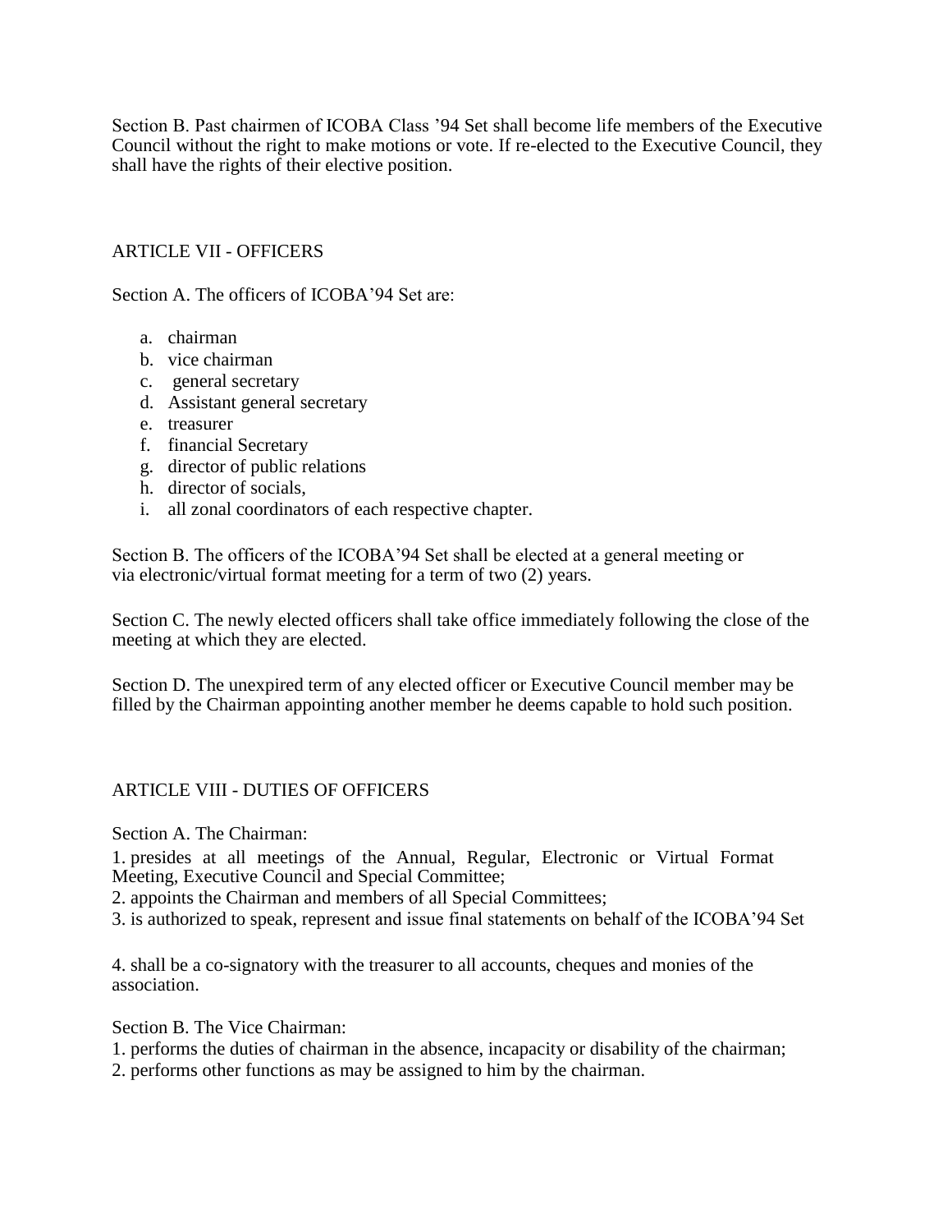Section B. Past chairmen of ICOBA Class ’94 Set shall become life members of the Executive Council without the right to make motions or vote. If re-elected to the Executive Council, they shall have the rights of their elective position.

## ARTICLE VII - OFFICERS

Section A. The officers of ICOBA’94 Set are:

a. chairman
b. vice chairman
c. general secretary
d. Assistant general secretary
e. treasurer
f. financial Secretary
g. director of public relations
h. director of socials,
i. all zonal coordinators of each respective chapter.

Section B. The officers of the ICOBA’94 Set shall be elected at a general meeting or via electronic/virtual format meeting for a term of two (2) years.

Section C. The newly elected officers shall take office immediately following the close of the meeting at which they are elected.

Section D. The unexpired term of any elected officer or Executive Council member may be filled by the Chairman appointing another member he deems capable to hold such position.

## ARTICLE VIII - DUTIES OF OFFICERS

Section A. The Chairman:

1. presides at all meetings of the Annual, Regular, Electronic or Virtual Format Meeting, Executive Council and Special Committee;
2. appoints the Chairman and members of all Special Committees;
3. is authorized to speak, represent and issue final statements on behalf of the ICOBA’94 Set
4. shall be a co-signatory with the treasurer to all accounts, cheques and monies of the association.

Section B. The Vice Chairman:

1. performs the duties of chairman in the absence, incapacity or disability of the chairman;
2. performs other functions as may be assigned to him by the chairman.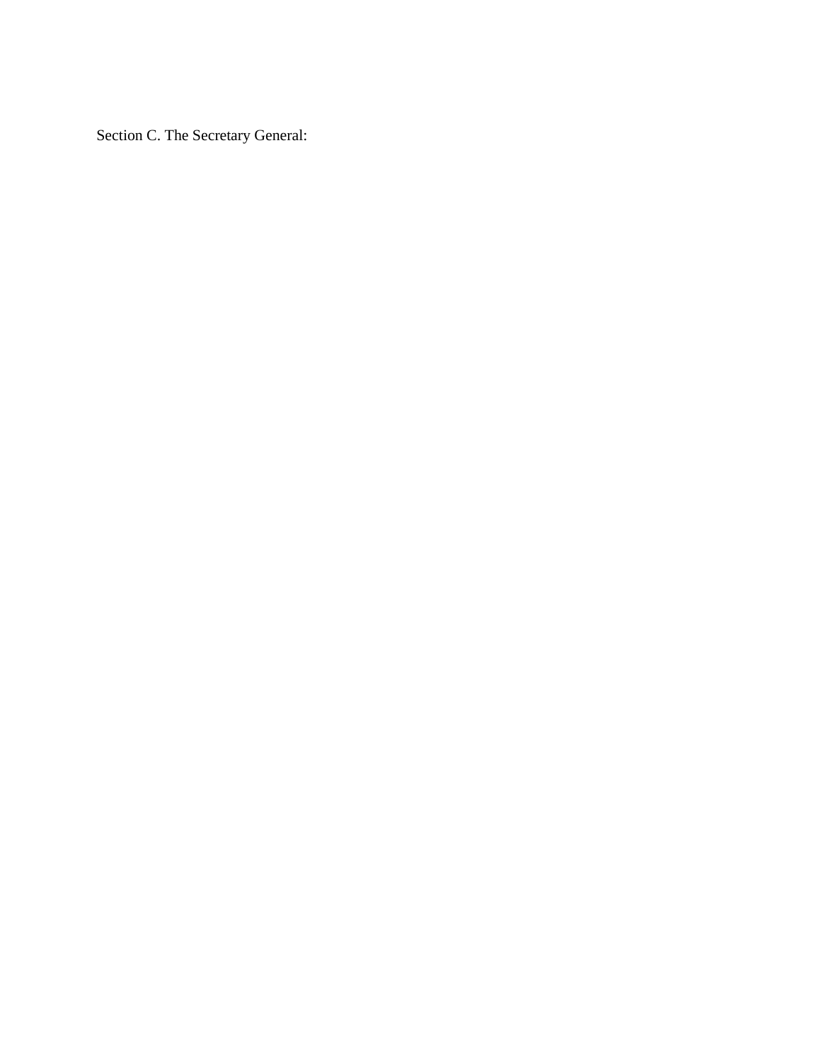Section C. The Secretary General: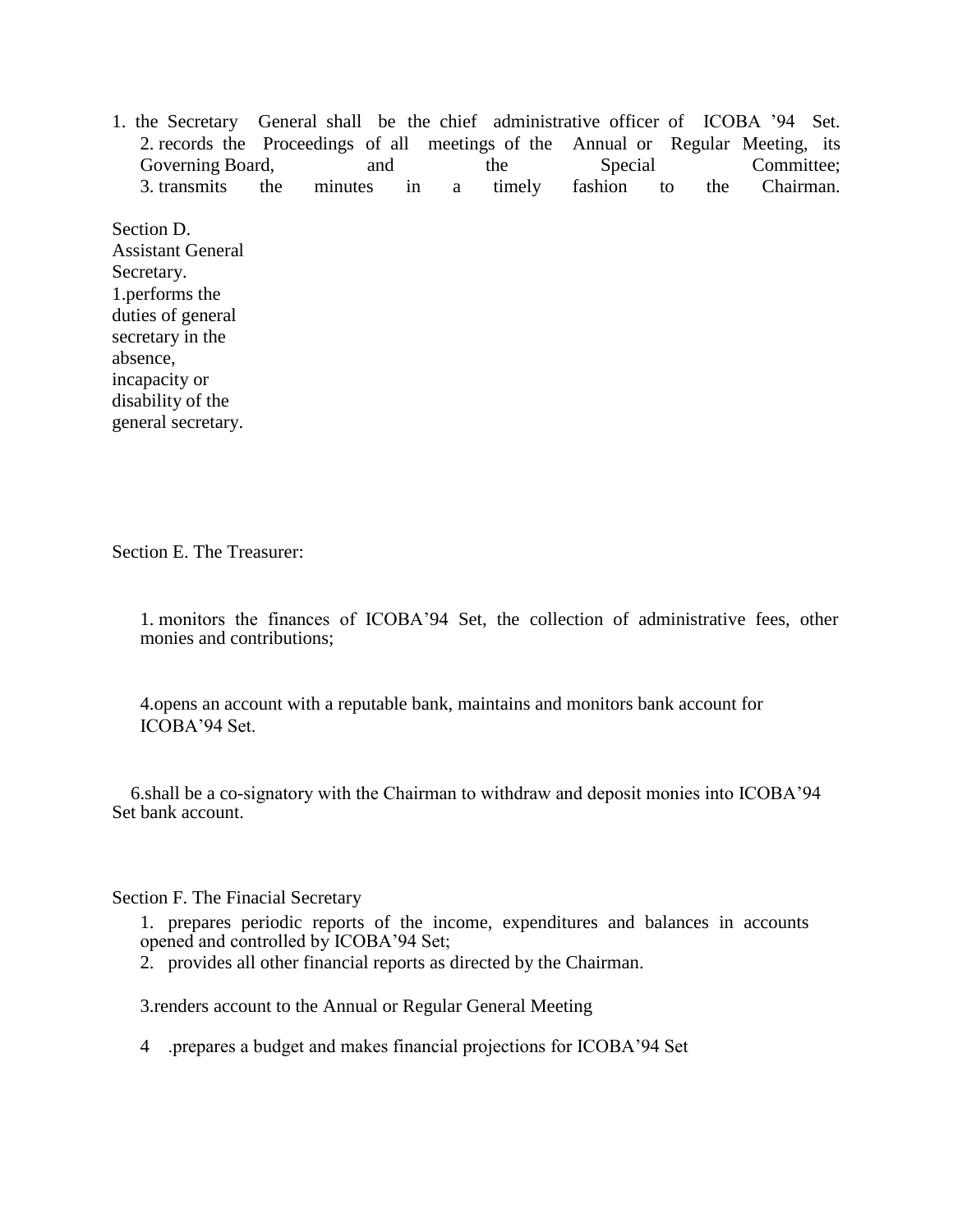1. the Secretary General shall be the chief administrative officer of ICOBA '94 Set.
2. records the Proceedings of all meetings of the Annual or Regular Meeting, its Governing Board, and the Special Committee;
3. transmits the minutes in a timely fashion to the Chairman.

Section D. Assistant General Secretary.

1.performs the duties of general secretary in the absence, incapacity or disability of the general secretary.

Section E. The Treasurer:

1. monitors the finances of ICOBA'94 Set, the collection of administrative fees, other monies and contributions;

4.opens an account with a reputable bank, maintains and monitors bank account for ICOBA'94 Set.

6.shall be a co-signatory with the Chairman to withdraw and deposit monies into ICOBA'94 Set bank account.

Section F. The Finacial Secretary

1. prepares periodic reports of the income, expenditures and balances in accounts opened and controlled by ICOBA'94 Set;
2. provides all other financial reports as directed by the Chairman.

3.renders account to the Annual or Regular General Meeting

4 .prepares a budget and makes financial projections for ICOBA'94 Set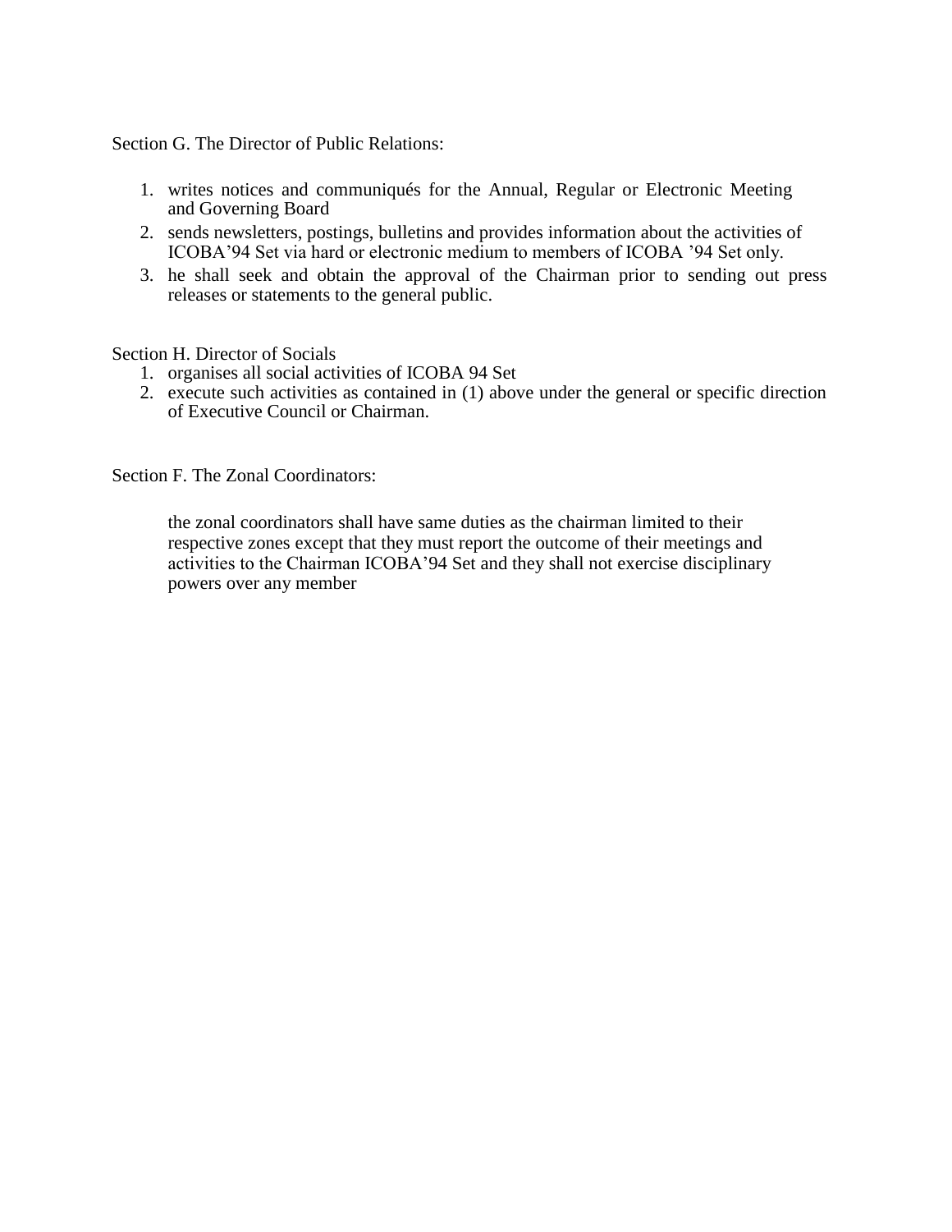Section G. The Director of Public Relations:

1. writes notices and communiqués for the Annual, Regular or Electronic Meeting and Governing Board
2. sends newsletters, postings, bulletins and provides information about the activities of ICOBA’94 Set via hard or electronic medium to members of ICOBA ’94 Set only.
3. he shall seek and obtain the approval of the Chairman prior to sending out press releases or statements to the general public.

Section H. Director of Socials

1. organises all social activities of ICOBA 94 Set
2. execute such activities as contained in (1) above under the general or specific direction of Executive Council or Chairman.

Section F. The Zonal Coordinators:

the zonal coordinators shall have same duties as the chairman limited to their respective zones except that they must report the outcome of their meetings and activities to the Chairman ICOBA’94 Set and they shall not exercise disciplinary powers over any member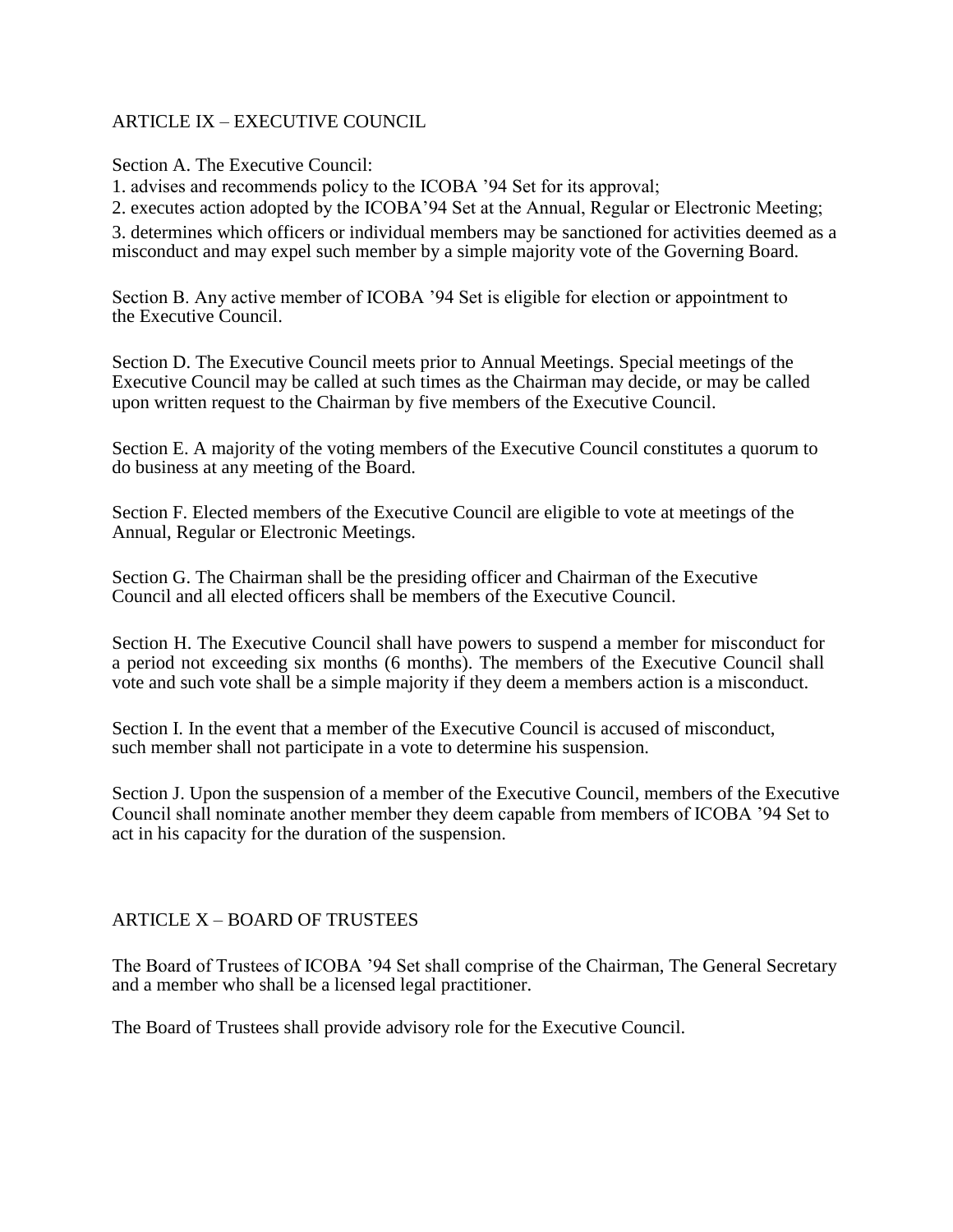## ARTICLE IX – EXECUTIVE COUNCIL

Section A. The Executive Council:

1. advises and recommends policy to the ICOBA '94 Set for its approval;
2. executes action adopted by the ICOBA'94 Set at the Annual, Regular or Electronic Meeting;
3. determines which officers or individual members may be sanctioned for activities deemed as a misconduct and may expel such member by a simple majority vote of the Governing Board.

Section B. Any active member of ICOBA '94 Set is eligible for election or appointment to the Executive Council.

Section D. The Executive Council meets prior to Annual Meetings. Special meetings of the Executive Council may be called at such times as the Chairman may decide, or may be called upon written request to the Chairman by five members of the Executive Council.

Section E. A majority of the voting members of the Executive Council constitutes a quorum to do business at any meeting of the Board.

Section F. Elected members of the Executive Council are eligible to vote at meetings of the Annual, Regular or Electronic Meetings.

Section G. The Chairman shall be the presiding officer and Chairman of the Executive Council and all elected officers shall be members of the Executive Council.

Section H. The Executive Council shall have powers to suspend a member for misconduct for a period not exceeding six months (6 months). The members of the Executive Council shall vote and such vote shall be a simple majority if they deem a members action is a misconduct.

Section I. In the event that a member of the Executive Council is accused of misconduct, such member shall not participate in a vote to determine his suspension.

Section J. Upon the suspension of a member of the Executive Council, members of the Executive Council shall nominate another member they deem capable from members of ICOBA '94 Set to act in his capacity for the duration of the suspension.

## ARTICLE X – BOARD OF TRUSTEES

The Board of Trustees of ICOBA '94 Set shall comprise of the Chairman, The General Secretary and a member who shall be a licensed legal practitioner.

The Board of Trustees shall provide advisory role for the Executive Council.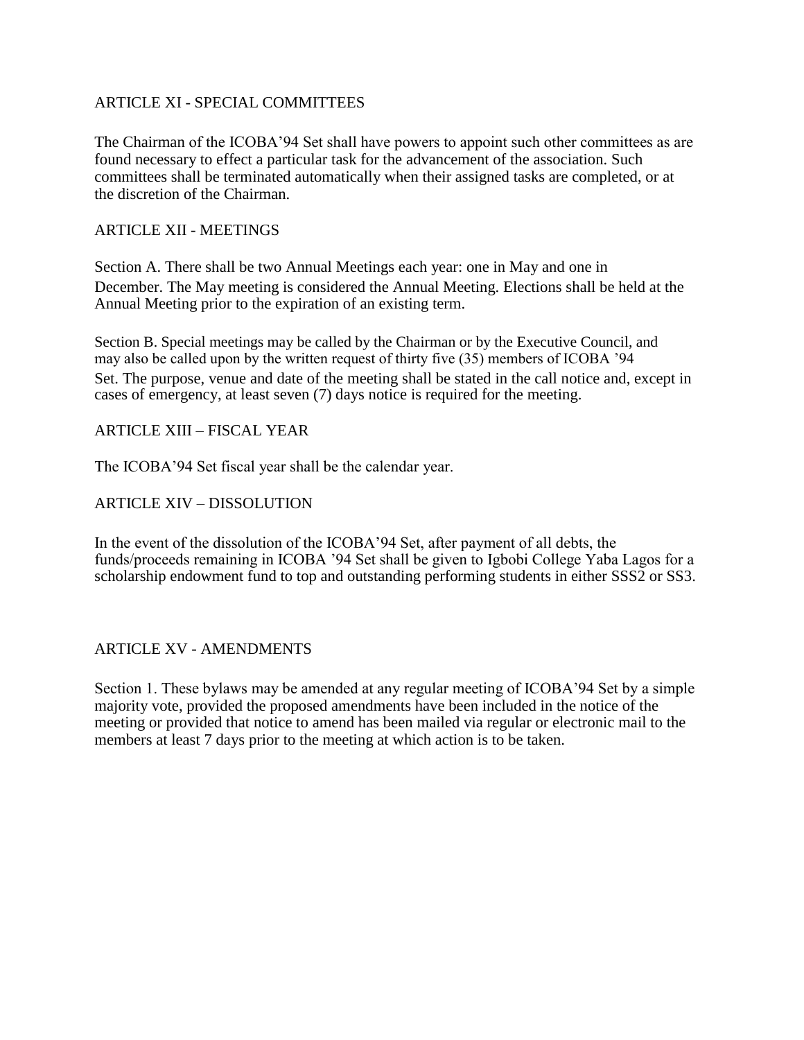## ARTICLE XI - SPECIAL COMMITTEES

The Chairman of the ICOBA'94 Set shall have powers to appoint such other committees as are found necessary to effect a particular task for the advancement of the association. Such committees shall be terminated automatically when their assigned tasks are completed, or at the discretion of the Chairman.

## ARTICLE XII - MEETINGS

Section A. There shall be two Annual Meetings each year: one in May and one in December. The May meeting is considered the Annual Meeting. Elections shall be held at the Annual Meeting prior to the expiration of an existing term.

Section B. Special meetings may be called by the Chairman or by the Executive Council, and may also be called upon by the written request of thirty five (35) members of ICOBA '94 Set. The purpose, venue and date of the meeting shall be stated in the call notice and, except in cases of emergency, at least seven (7) days notice is required for the meeting.

## ARTICLE XIII – FISCAL YEAR

The ICOBA'94 Set fiscal year shall be the calendar year.

## ARTICLE XIV – DISSOLUTION

In the event of the dissolution of the ICOBA'94 Set, after payment of all debts, the funds/proceeds remaining in ICOBA '94 Set shall be given to Igbobi College Yaba Lagos for a scholarship endowment fund to top and outstanding performing students in either SSS2 or SS3.

## ARTICLE XV - AMENDMENTS

Section 1. These bylaws may be amended at any regular meeting of ICOBA'94 Set by a simple majority vote, provided the proposed amendments have been included in the notice of the meeting or provided that notice to amend has been mailed via regular or electronic mail to the members at least 7 days prior to the meeting at which action is to be taken.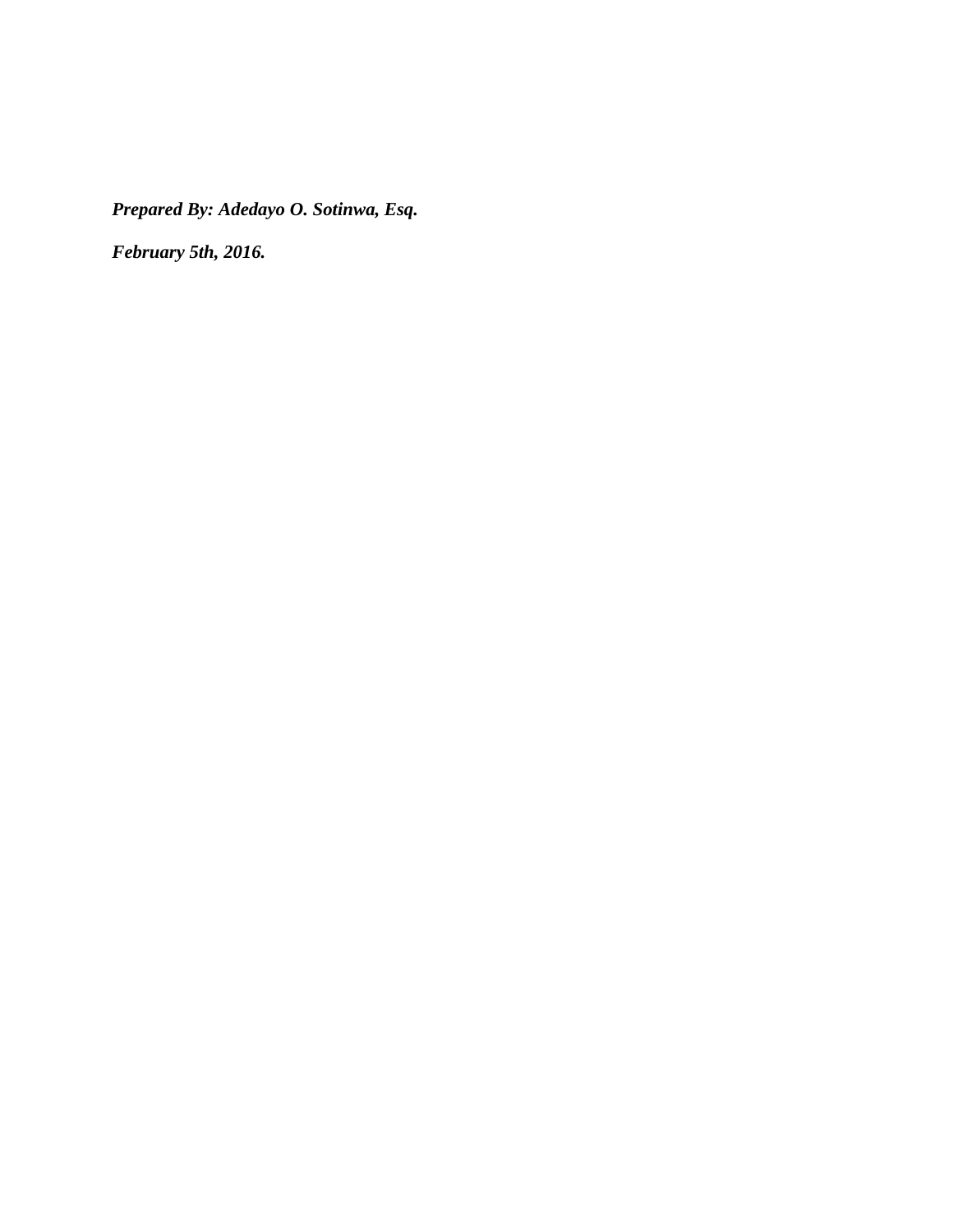***Prepared By: Adedayo O. Sotinwa, Esq.***

***February 5th, 2016.***